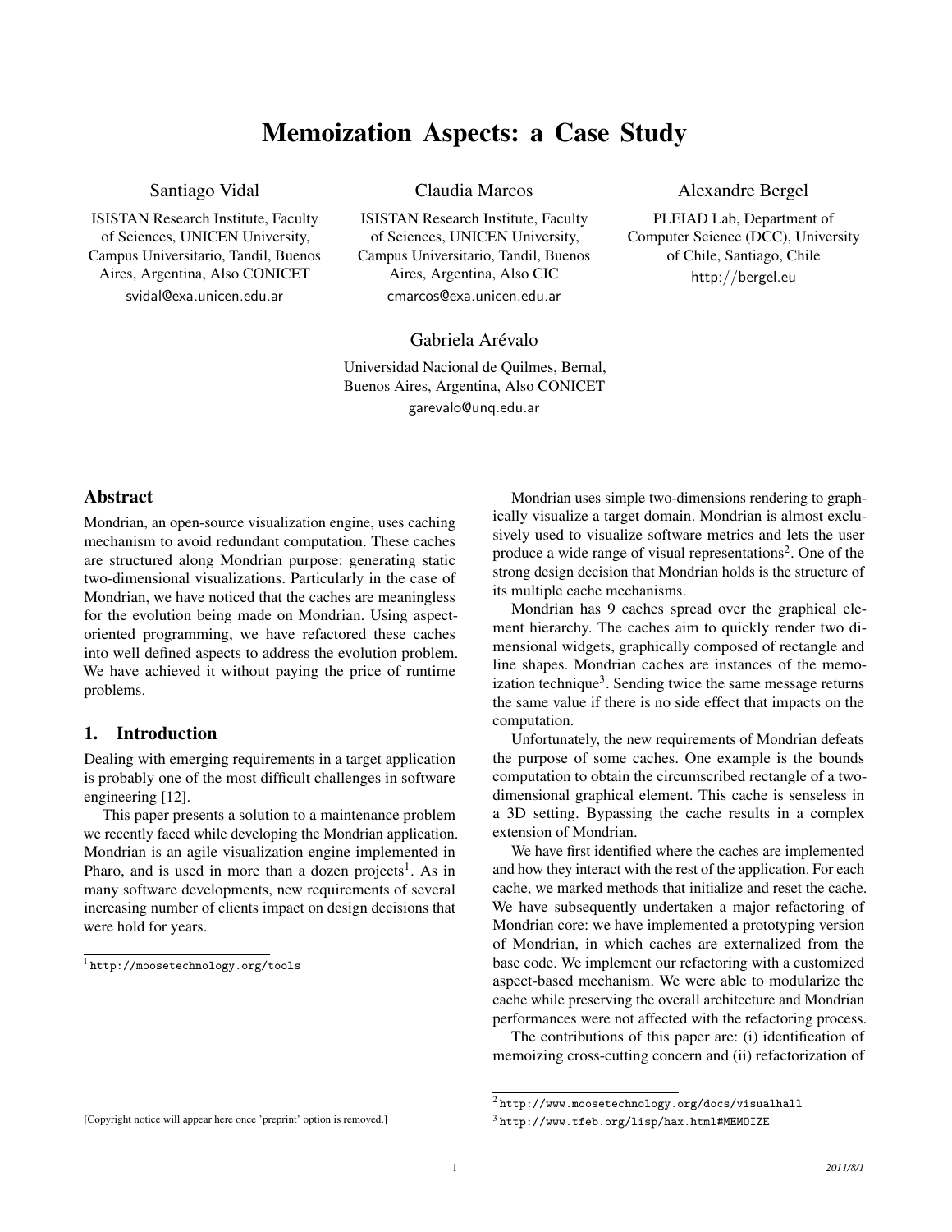# Memoization Aspects: a Case Study

Santiago Vidal
ISISTAN Research Institute, Faculty of Sciences, UNICEN University, Campus Universitario, Tandil, Buenos Aires, Argentina, Also CONICET
svidal@exa.unicen.edu.ar

Claudia Marcos
ISISTAN Research Institute, Faculty of Sciences, UNICEN University, Campus Universitario, Tandil, Buenos Aires, Argentina, Also CIC
cmarcos@exa.unicen.edu.ar

Alexandre Bergel
PLEIAD Lab, Department of Computer Science (DCC), University of Chile, Santiago, Chile
http://bergel.eu

Gabriela Arévalo
Universidad Nacional de Quilmes, Bernal, Buenos Aires, Argentina, Also CONICET
garevalo@unq.edu.ar

## Abstract

Mondrian, an open-source visualization engine, uses caching mechanism to avoid redundant computation. These caches are structured along Mondrian purpose: generating static two-dimensional visualizations. Particularly in the case of Mondrian, we have noticed that the caches are meaningless for the evolution being made on Mondrian. Using aspect-oriented programming, we have refactored these caches into well defined aspects to address the evolution problem. We have achieved it without paying the price of runtime problems.

## 1. Introduction

Dealing with emerging requirements in a target application is probably one of the most difficult challenges in software engineering [12].

This paper presents a solution to a maintenance problem we recently faced while developing the Mondrian application. Mondrian is an agile visualization engine implemented in Pharo, and is used in more than a dozen projects[1]. As in many software developments, new requirements of several increasing number of clients impact on design decisions that were hold for years.

Mondrian uses simple two-dimensions rendering to graphically visualize a target domain. Mondrian is almost exclusively used to visualize software metrics and lets the user produce a wide range of visual representations[2]. One of the strong design decision that Mondrian holds is the structure of its multiple cache mechanisms.

Mondrian has 9 caches spread over the graphical element hierarchy. The caches aim to quickly render two dimensional widgets, graphically composed of rectangle and line shapes. Mondrian caches are instances of the memoization technique[3]. Sending twice the same message returns the same value if there is no side effect that impacts on the computation.

Unfortunately, the new requirements of Mondrian defeats the purpose of some caches. One example is the bounds computation to obtain the circumscribed rectangle of a two-dimensional graphical element. This cache is senseless in a 3D setting. Bypassing the cache results in a complex extension of Mondrian.

We have first identified where the caches are implemented and how they interact with the rest of the application. For each cache, we marked methods that initialize and reset the cache. We have subsequently undertaken a major refactoring of Mondrian core: we have implemented a prototyping version of Mondrian, in which caches are externalized from the base code. We implement our refactoring with a customized aspect-based mechanism. We were able to modularize the cache while preserving the overall architecture and Mondrian performances were not affected with the refactoring process.

The contributions of this paper are: (i) identification of memoizing cross-cutting concern and (ii) refactorization of

[1] http://moosetechnology.org/tools

[2] http://www.moosetechnology.org/docs/visualhall

[3] http://www.tfeb.org/lisp/hax.html#MEMOIZE

[Copyright notice will appear here once 'preprint' option is removed.]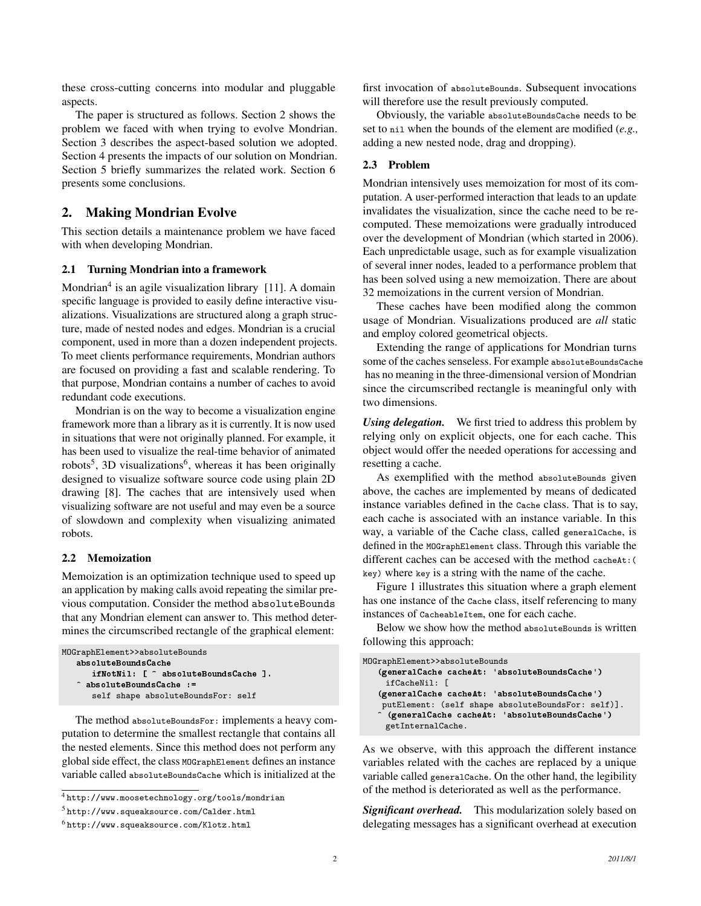these cross-cutting concerns into modular and pluggable aspects.

The paper is structured as follows. Section 2 shows the problem we faced with when trying to evolve Mondrian. Section 3 describes the aspect-based solution we adopted. Section 4 presents the impacts of our solution on Mondrian. Section 5 briefly summarizes the related work. Section 6 presents some conclusions.

## 2. Making Mondrian Evolve

This section details a maintenance problem we have faced with when developing Mondrian.

### 2.1 Turning Mondrian into a framework

Mondrian[4] is an agile visualization library [11]. A domain specific language is provided to easily define interactive visualizations. Visualizations are structured along a graph structure, made of nested nodes and edges. Mondrian is a crucial component, used in more than a dozen independent projects. To meet clients performance requirements, Mondrian authors are focused on providing a fast and scalable rendering. To that purpose, Mondrian contains a number of caches to avoid redundant code executions.

Mondrian is on the way to become a visualization engine framework more than a library as it is currently. It is now used in situations that were not originally planned. For example, it has been used to visualize the real-time behavior of animated robots[5], 3D visualizations[6], whereas it has been originally designed to visualize software source code using plain 2D drawing [8]. The caches that are intensively used when visualizing software are not useful and may even be a source of slowdown and complexity when visualizing animated robots.

### 2.2 Memoization

Memoization is an optimization technique used to speed up an application by making calls avoid repeating the similar previous computation. Consider the method absoluteBounds that any Mondrian element can answer to. This method determines the circumscribed rectangle of the graphical element:

```
MOGraphElement>>absoluteBounds
   absoluteBoundsCache
      ifNotNil: [ ^ absoluteBoundsCache ].
   ^ absoluteBoundsCache :=
      self shape absoluteBoundsFor: self
```

The method absoluteBoundsFor: implements a heavy computation to determine the smallest rectangle that contains all the nested elements. Since this method does not perform any global side effect, the class MOGraphElement defines an instance variable called absoluteBoundsCache which is initialized at the first invocation of absoluteBounds. Subsequent invocations will therefore use the result previously computed.

Obviously, the variable absoluteBoundsCache needs to be set to nil when the bounds of the element are modified (*e.g.,* adding a new nested node, drag and dropping).

### 2.3 Problem

Mondrian intensively uses memoization for most of its computation. A user-performed interaction that leads to an update invalidates the visualization, since the cache need to be recomputed. These memoizations were gradually introduced over the development of Mondrian (which started in 2006). Each unpredictable usage, such as for example visualization of several inner nodes, leaded to a performance problem that has been solved using a new memoization. There are about 32 memoizations in the current version of Mondrian.

These caches have been modified along the common usage of Mondrian. Visualizations produced are *all* static and employ colored geometrical objects.

Extending the range of applications for Mondrian turns some of the caches senseless. For example absoluteBoundsCache has no meaning in the three-dimensional version of Mondrian since the circumscribed rectangle is meaningful only with two dimensions.

***Using delegation.*** We first tried to address this problem by relying only on explicit objects, one for each cache. This object would offer the needed operations for accessing and resetting a cache.

As exemplified with the method absoluteBounds given above, the caches are implemented by means of dedicated instance variables defined in the Cache class. That is to say, each cache is associated with an instance variable. In this way, a variable of the Cache class, called generalCache, is defined in the MOGraphElement class. Through this variable the different caches can be accesed with the method cacheAt:( key) where key is a string with the name of the cache.

Figure 1 illustrates this situation where a graph element has one instance of the Cache class, itself referencing to many instances of CacheableItem, one for each cache.

Below we show how the method absoluteBounds is written following this approach:

```
MOGraphElement>>absoluteBounds
   (generalCache cacheAt: 'absoluteBoundsCache')
     ifCacheNil: [
   (generalCache cacheAt: 'absoluteBoundsCache')
    putElement: (self shape absoluteBoundsFor: self)].
   ^ (generalCache cacheAt: 'absoluteBoundsCache')
    getInternalCache.
```

As we observe, with this approach the different instance variables related with the caches are replaced by a unique variable called generalCache. On the other hand, the legibility of the method is deteriorated as well as the performance.

***Significant overhead.*** This modularization solely based on delegating messages has a significant overhead at execution

[4] http://www.moosetechnology.org/tools/mondrian

[5] http://www.squeaksource.com/Calder.html

[6] http://www.squeaksource.com/Klotz.html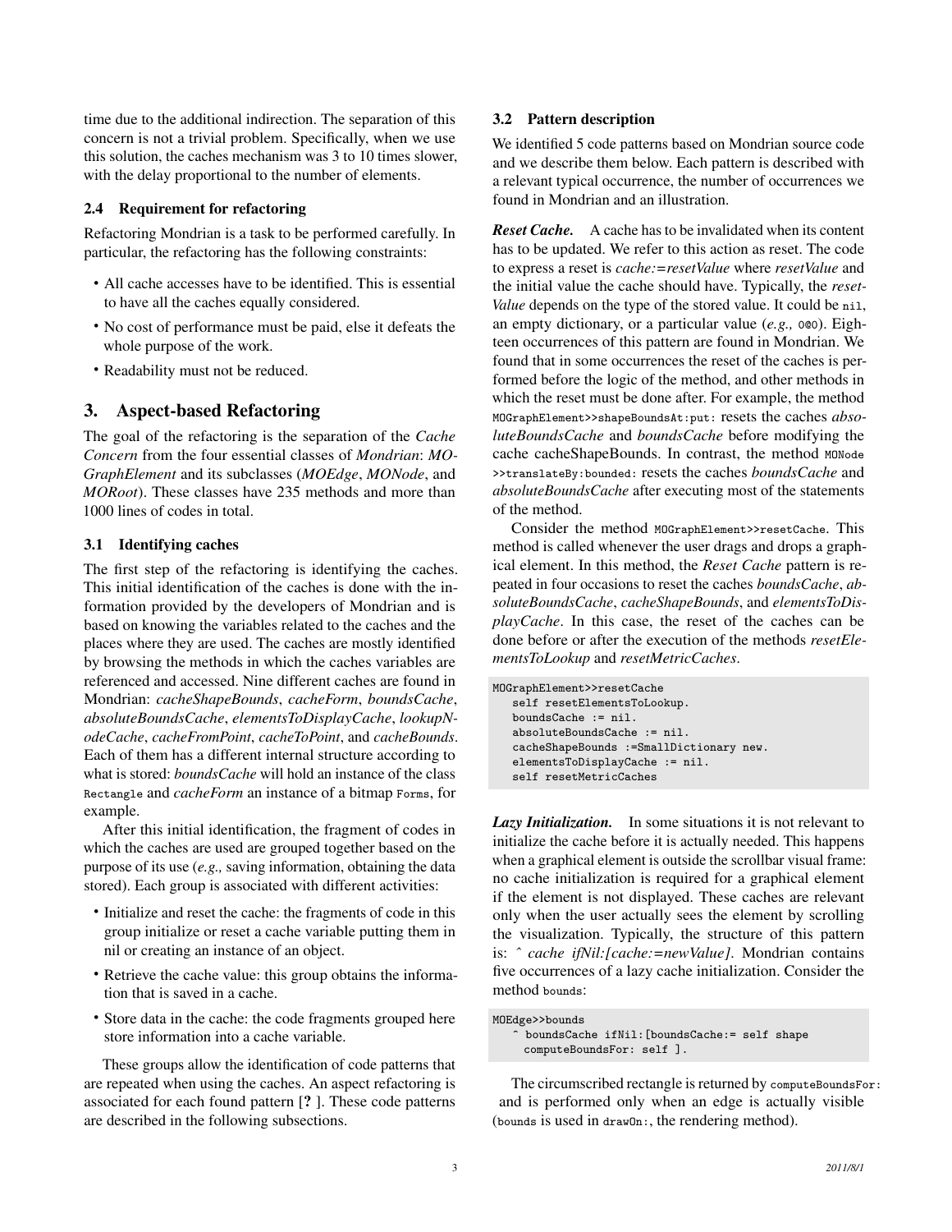time due to the additional indirection. The separation of this concern is not a trivial problem. Specifically, when we use this solution, the caches mechanism was 3 to 10 times slower, with the delay proportional to the number of elements.

### 2.4 Requirement for refactoring

Refactoring Mondrian is a task to be performed carefully. In particular, the refactoring has the following constraints:

- All cache accesses have to be identified. This is essential to have all the caches equally considered.
- No cost of performance must be paid, else it defeats the whole purpose of the work.
- Readability must not be reduced.

## 3. Aspect-based Refactoring

The goal of the refactoring is the separation of the *Cache Concern* from the four essential classes of *Mondrian*: *MOGraphElement* and its subclasses (*MOEdge*, *MONode*, and *MORoot*). These classes have 235 methods and more than 1000 lines of codes in total.

### 3.1 Identifying caches

The first step of the refactoring is identifying the caches. This initial identification of the caches is done with the information provided by the developers of Mondrian and is based on knowing the variables related to the caches and the places where they are used. The caches are mostly identified by browsing the methods in which the caches variables are referenced and accessed. Nine different caches are found in Mondrian: *cacheShapeBounds*, *cacheForm*, *boundsCache*, *absoluteBoundsCache*, *elementsToDisplayCache*, *lookupNodeCache*, *cacheFromPoint*, *cacheToPoint*, and *cacheBounds*. Each of them has a different internal structure according to what is stored: *boundsCache* will hold an instance of the class `Rectangle` and *cacheForm* an instance of a bitmap `Forms`, for example.

After this initial identification, the fragment of codes in which the caches are used are grouped together based on the purpose of its use (*e.g.,* saving information, obtaining the data stored). Each group is associated with different activities:

- Initialize and reset the cache: the fragments of code in this group initialize or reset a cache variable putting them in nil or creating an instance of an object.
- Retrieve the cache value: this group obtains the information that is saved in a cache.
- Store data in the cache: the code fragments grouped here store information into a cache variable.

These groups allow the identification of code patterns that are repeated when using the caches. An aspect refactoring is associated for each found pattern [**?** ]. These code patterns are described in the following subsections.

### 3.2 Pattern description

We identified 5 code patterns based on Mondrian source code and we describe them below. Each pattern is described with a relevant typical occurrence, the number of occurrences we found in Mondrian and an illustration.

***Reset Cache.*** A cache has to be invalidated when its content has to be updated. We refer to this action as reset. The code to express a reset is *cache:=resetValue* where *resetValue* and the initial value the cache should have. Typically, the *resetValue* depends on the type of the stored value. It could be `nil`, an empty dictionary, or a particular value (*e.g.,* `0@0`). Eighteen occurrences of this pattern are found in Mondrian. We found that in some occurrences the reset of the caches is performed before the logic of the method, and other methods in which the reset must be done after. For example, the method `MOGraphElement>>shapeBoundsAt:put:` resets the caches *absoluteBoundsCache* and *boundsCache* before modifying the cache cacheShapeBounds. In contrast, the method `MONode>>translateBy:bounded:` resets the caches *boundsCache* and *absoluteBoundsCache* after executing most of the statements of the method.

Consider the method `MOGraphElement>>resetCache`. This method is called whenever the user drags and drops a graphical element. In this method, the *Reset Cache* pattern is repeated in four occasions to reset the caches *boundsCache*, *absoluteBoundsCache*, *cacheShapeBounds*, and *elementsToDisplayCache*. In this case, the reset of the caches can be done before or after the execution of the methods *resetElementsToLookup* and *resetMetricCaches*.

```
MOGraphElement>>resetCache
   self resetElementsToLookup.
   boundsCache := nil.
   absoluteBoundsCache := nil.
   cacheShapeBounds :=SmallDictionary new.
   elementsToDisplayCache := nil.
   self resetMetricCaches
```

***Lazy Initialization.*** In some situations it is not relevant to initialize the cache before it is actually needed. This happens when a graphical element is outside the scrollbar visual frame: no cache initialization is required for a graphical element if the element is not displayed. These caches are relevant only when the user actually sees the element by scrolling the visualization. Typically, the structure of this pattern is: *ˆ cache ifNil:[cache:=newValue]*. Mondrian contains five occurrences of a lazy cache initialization. Consider the method `bounds`:

```
MOEdge>>bounds
   ^ boundsCache ifNil:[boundsCache:= self shape
     computeBoundsFor: self ].
```

The circumscribed rectangle is returned by `computeBoundsFor:` and is performed only when an edge is actually visible (`bounds` is used in `drawOn:`, the rendering method).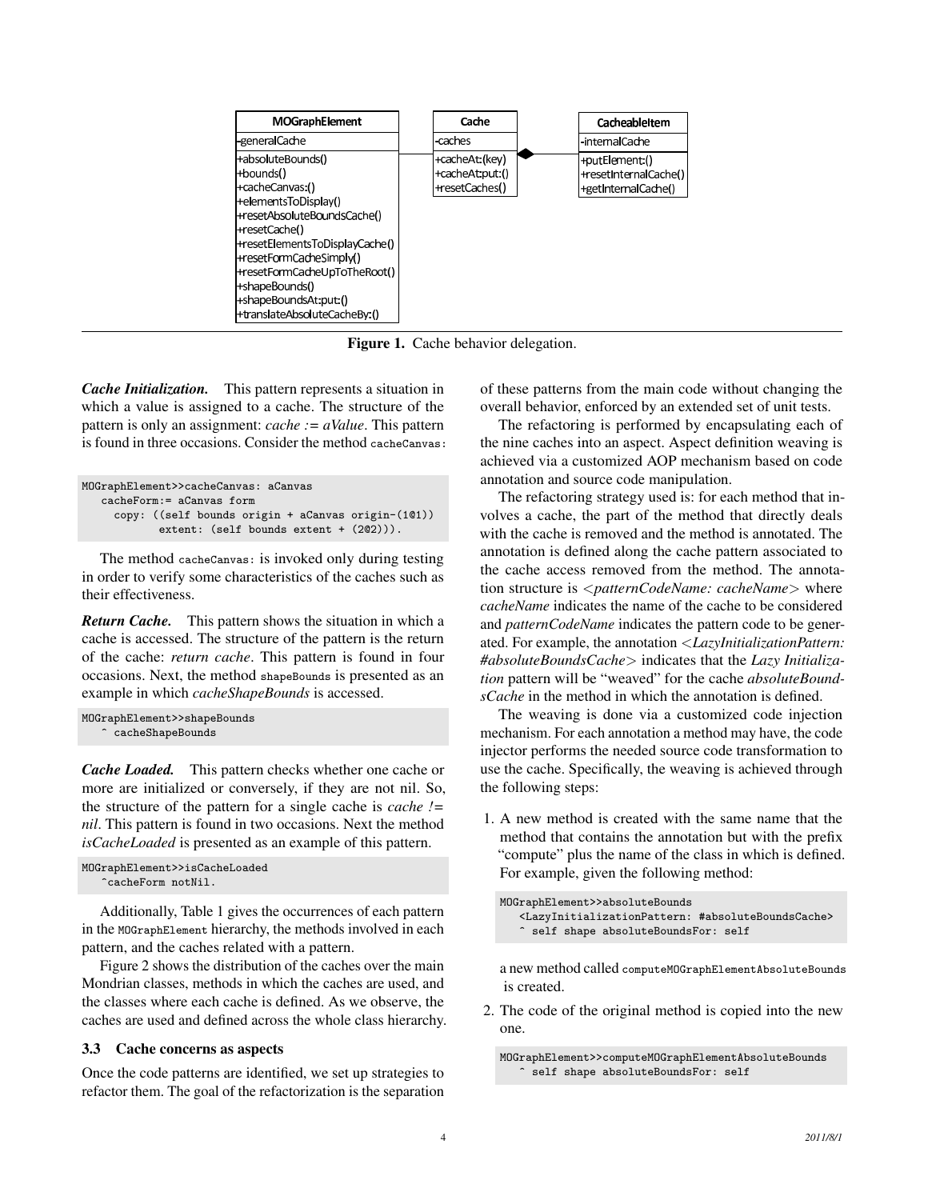MOGraphElement
-generalCache
+absoluteBounds()
+bounds()
+cacheCanvas:()
+elementsToDisplay()
+resetAbsoluteBoundsCache()
+resetCache()
+resetElementsToDisplayCache()
+resetFormCacheSimply()
+resetFormCacheUpToTheRoot()
+shapeBounds()
+shapeBoundsAt:put:()
+translateAbsoluteCacheBy:()

Cache
-caches
+cacheAt:(key)
+cacheAt:put:()
+resetCaches()

CacheableItem
-internalCache
+putElement:()
+resetInternalCache()
+getInternalCache()

**Figure 1.** Cache behavior delegation.

***Cache Initialization.*** This pattern represents a situation in which a value is assigned to a cache. The structure of the pattern is only an assignment: *cache := aValue*. This pattern is found in three occasions. Consider the method `cacheCanvas:`

```
MOGraphElement>>cacheCanvas: aCanvas
   cacheForm:= aCanvas form
     copy: ((self bounds origin + aCanvas origin-(1@1))
           extent: (self bounds extent + (2@2))).
```

The method `cacheCanvas:` is invoked only during testing in order to verify some characteristics of the caches such as their effectiveness.

***Return Cache.*** This pattern shows the situation in which a cache is accessed. The structure of the pattern is the return of the cache: *return cache*. This pattern is found in four occasions. Next, the method `shapeBounds` is presented as an example in which *cacheShapeBounds* is accessed.

```
MOGraphElement>>shapeBounds
   ^ cacheShapeBounds
```

***Cache Loaded.*** This pattern checks whether one cache or more are initialized or conversely, if they are not nil. So, the structure of the pattern for a single cache is *cache != nil*. This pattern is found in two occasions. Next the method *isCacheLoaded* is presented as an example of this pattern.

```
MOGraphElement>>isCacheLoaded
   ^cacheForm notNil.
```

Additionally, Table 1 gives the occurrences of each pattern in the `MOGraphElement` hierarchy, the methods involved in each pattern, and the caches related with a pattern.

Figure 2 shows the distribution of the caches over the main Mondrian classes, methods in which the caches are used, and the classes where each cache is defined. As we observe, the caches are used and defined across the whole class hierarchy.

### 3.3 Cache concerns as aspects

Once the code patterns are identified, we set up strategies to refactor them. The goal of the refactorization is the separation of these patterns from the main code without changing the overall behavior, enforced by an extended set of unit tests.

The refactoring is performed by encapsulating each of the nine caches into an aspect. Aspect definition weaving is achieved via a customized AOP mechanism based on code annotation and source code manipulation.

The refactoring strategy used is: for each method that involves a cache, the part of the method that directly deals with the cache is removed and the method is annotated. The annotation is defined along the cache pattern associated to the cache access removed from the method. The annotation structure is <*patternCodeName: cacheName*> where *cacheName* indicates the name of the cache to be considered and *patternCodeName* indicates the pattern code to be generated. For example, the annotation <*LazyInitializationPattern: #absoluteBoundsCache*> indicates that the *Lazy Initialization* pattern will be "weaved" for the cache *absoluteBoundsCache* in the method in which the annotation is defined.

The weaving is done via a customized code injection mechanism. For each annotation a method may have, the code injector performs the needed source code transformation to use the cache. Specifically, the weaving is achieved through the following steps:

1. A new method is created with the same name that the method that contains the annotation but with the prefix "compute" plus the name of the class in which is defined. For example, given the following method:

   ```
   MOGraphElement>>absoluteBounds
      <LazyInitializationPattern: #absoluteBoundsCache>
      ^ self shape absoluteBoundsFor: self
   ```

   a new method called `computeMOGraphElementAbsoluteBounds` is created.

2. The code of the original method is copied into the new one.

   ```
   MOGraphElement>>computeMOGraphElementAbsoluteBounds
      ^ self shape absoluteBoundsFor: self
   ```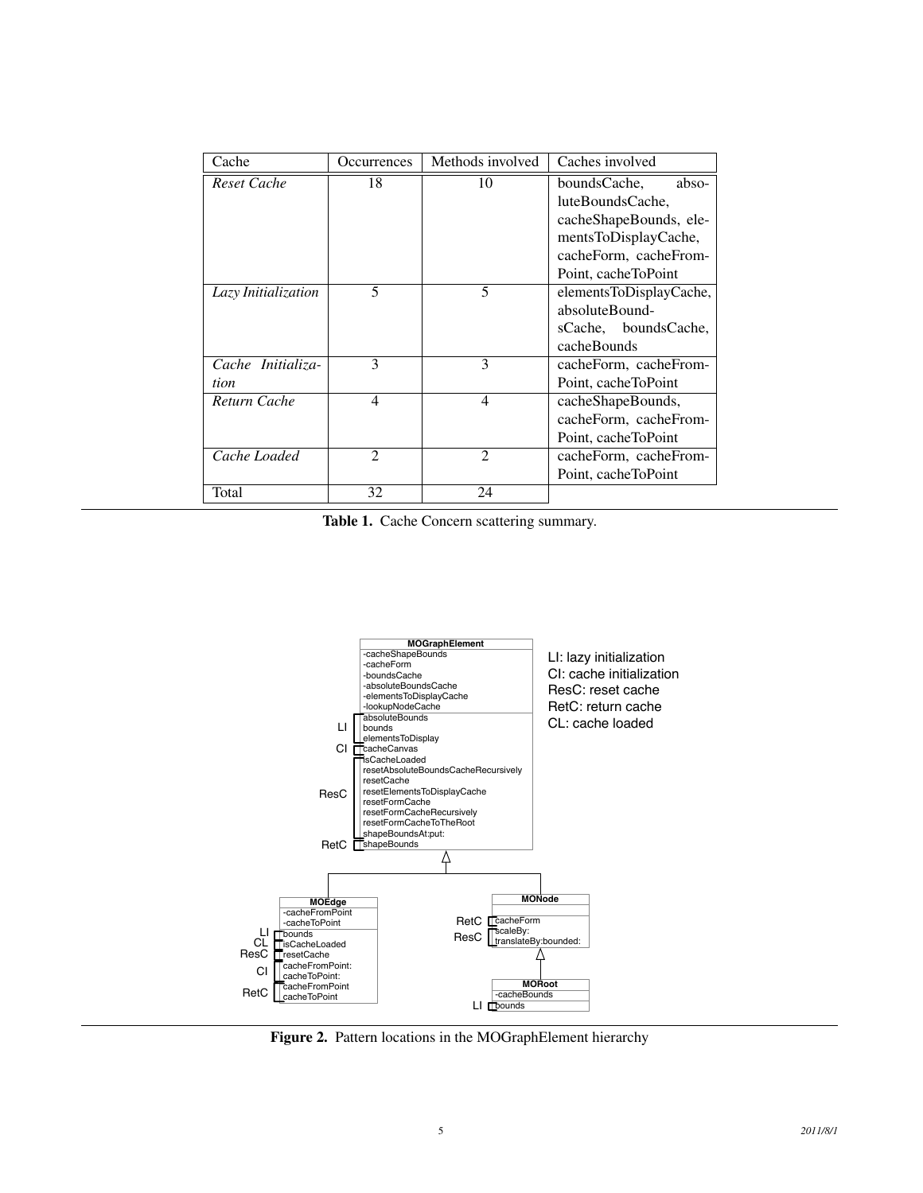| Cache | Occurrences | Methods involved | Caches involved |
|---|---|---|---|
| *Reset Cache* | 18 | 10 | boundsCache, absoluteBoundsCache, cacheShapeBounds, elementsToDisplayCache, cacheForm, cacheFromPoint, cacheToPoint |
| *Lazy Initialization* | 5 | 5 | elementsToDisplayCache, absoluteBoundsCache, boundsCache, cacheBounds |
| *Cache Initialization* | 3 | 3 | cacheForm, cacheFromPoint, cacheToPoint |
| *Return Cache* | 4 | 4 | cacheShapeBounds, cacheForm, cacheFromPoint, cacheToPoint |
| *Cache Loaded* | 2 | 2 | cacheForm, cacheFromPoint, cacheToPoint |
| Total | 32 | 24 | |

**Table 1.** Cache Concern scattering summary.

MOGraphElement
-cacheShapeBounds
-cacheForm
-boundsCache
-absoluteBoundsCache
-elementsToDisplayCache
-lookupNodeCache
LI: absoluteBounds, bounds, elementsToDisplay
CI: cacheCanvas
ResC: isCacheLoaded, resetAbsoluteBoundsCacheRecursively, resetCache, resetElementsToDisplayCache, resetFormCache, resetFormCacheRecursively, resetFormCacheToTheRoot, shapeBoundsAt:put:
RetC: shapeBounds

LI: lazy initialization
CI: cache initialization
ResC: reset cache
RetC: return cache
CL: cache loaded

MOEdge
-cacheFromPoint
-cacheToPoint
LI: bounds
CL: isCacheLoaded
ResC: resetCache
CI: cacheFromPoint:, cacheToPoint:
RetC: cacheFromPoint, cacheToPoint

MONode
RetC: cacheForm
ResC: scaleBy:, translateBy:bounded:

MORoot
-cacheBounds
LI: bounds

**Figure 2.** Pattern locations in the MOGraphElement hierarchy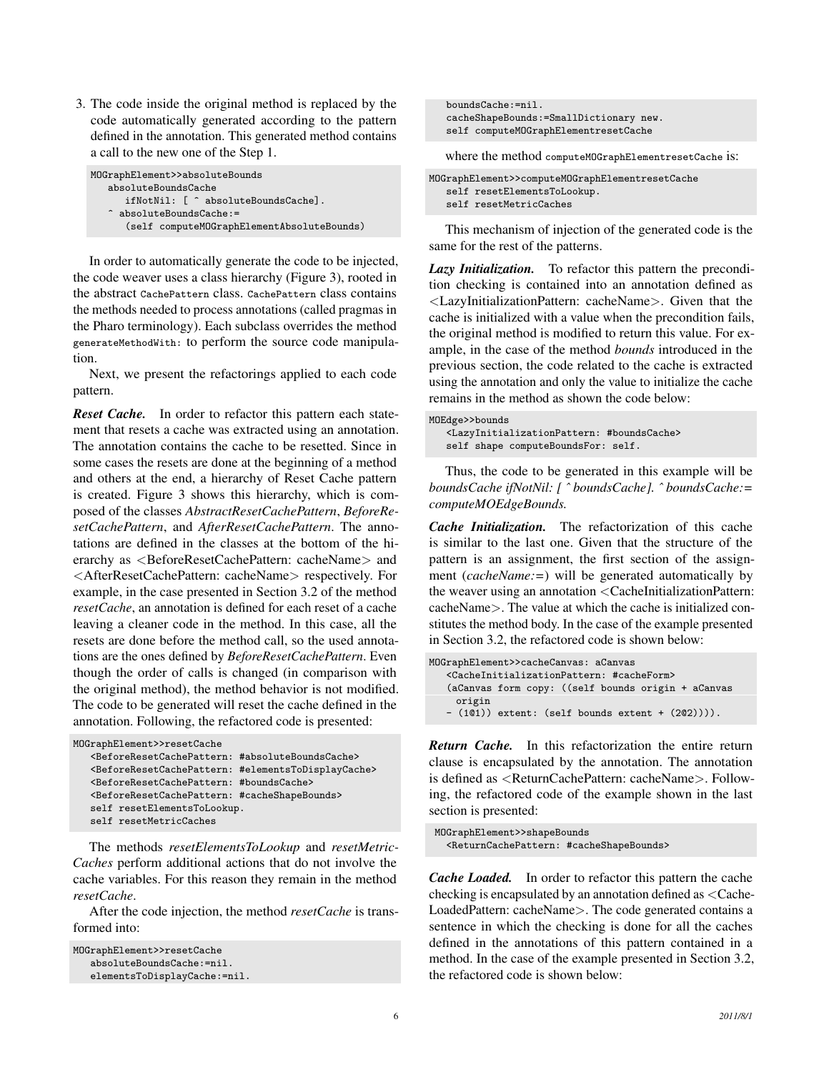3. The code inside the original method is replaced by the code automatically generated according to the pattern defined in the annotation. This generated method contains a call to the new one of the Step 1.

```
MOGraphElement>>absoluteBounds
   absoluteBoundsCache
      ifNotNil: [ ^ absoluteBoundsCache].
   ^ absoluteBoundsCache:=
      (self computeMOGraphElementAbsoluteBounds)
```

In order to automatically generate the code to be injected, the code weaver uses a class hierarchy (Figure 3), rooted in the abstract `CachePattern` class. `CachePattern` class contains the methods needed to process annotations (called pragmas in the Pharo terminology). Each subclass overrides the method `generateMethodWith:` to perform the source code manipulation.

Next, we present the refactorings applied to each code pattern.

***Reset Cache.*** In order to refactor this pattern each statement that resets a cache was extracted using an annotation. The annotation contains the cache to be resetted. Since in some cases the resets are done at the beginning of a method and others at the end, a hierarchy of Reset Cache pattern is created. Figure 3 shows this hierarchy, which is composed of the classes *AbstractResetCachePattern*, *BeforeResetCachePattern*, and *AfterResetCachePattern*. The annotations are defined in the classes at the bottom of the hierarchy as <BeforeResetCachePattern: cacheName> and <AfterResetCachePattern: cacheName> respectively. For example, in the case presented in Section 3.2 of the method *resetCache*, an annotation is defined for each reset of a cache leaving a cleaner code in the method. In this case, all the resets are done before the method call, so the used annotations are the ones defined by *BeforeResetCachePattern*. Even though the order of calls is changed (in comparison with the original method), the method behavior is not modified. The code to be generated will reset the cache defined in the annotation. Following, the refactored code is presented:

```
MOGraphElement>>resetCache
   <BeforeResetCachePattern: #absoluteBoundsCache>
   <BeforeResetCachePattern: #elementsToDisplayCache>
   <BeforeResetCachePattern: #boundsCache>
   <BeforeResetCachePattern: #cacheShapeBounds>
   self resetElementsToLookup.
   self resetMetricCaches
```

The methods *resetElementsToLookup* and *resetMetricCaches* perform additional actions that do not involve the cache variables. For this reason they remain in the method *resetCache*.

After the code injection, the method *resetCache* is transformed into:

```
MOGraphElement>>resetCache
   absoluteBoundsCache:=nil.
   elementsToDisplayCache:=nil.
   boundsCache:=nil.
   cacheShapeBounds:=SmallDictionary new.
   self computeMOGraphElementresetCache
```

where the method `computeMOGraphElementresetCache` is:

```
MOGraphElement>>computeMOGraphElementresetCache
   self resetElementsToLookup.
   self resetMetricCaches
```

This mechanism of injection of the generated code is the same for the rest of the patterns.

***Lazy Initialization.*** To refactor this pattern the precondition checking is contained into an annotation defined as <LazyInitializationPattern: cacheName>. Given that the cache is initialized with a value when the precondition fails, the original method is modified to return this value. For example, in the case of the method *bounds* introduced in the previous section, the code related to the cache is extracted using the annotation and only the value to initialize the cache remains in the method as shown the code below:

```
MOEdge>>bounds
   <LazyInitializationPattern: #boundsCache>
   self shape computeBoundsFor: self.
```

Thus, the code to be generated in this example will be *boundsCache ifNotNil: [ ^boundsCache]. ^boundsCache:= computeMOEdgeBounds.*

***Cache Initialization.*** The refactorization of this cache is similar to the last one. Given that the structure of the pattern is an assignment, the first section of the assignment (*cacheName:=*) will be generated automatically by the weaver using an annotation <CacheInitializationPattern: cacheName>. The value at which the cache is initialized constitutes the method body. In the case of the example presented in Section 3.2, the refactored code is shown below:

```
MOGraphElement>>cacheCanvas: aCanvas
   <CacheInitializationPattern: #cacheForm>
   (aCanvas form copy: ((self bounds origin + aCanvas
     origin
   - (1@1)) extent: (self bounds extent + (2@2)))).
```

***Return Cache.*** In this refactorization the entire return clause is encapsulated by the annotation. The annotation is defined as <ReturnCachePattern: cacheName>. Following, the refactored code of the example shown in the last section is presented:

```
MOGraphElement>>shapeBounds
   <ReturnCachePattern: #cacheShapeBounds>
```

***Cache Loaded.*** In order to refactor this pattern the cache checking is encapsulated by an annotation defined as <CacheLoadedPattern: cacheName>. The code generated contains a sentence in which the checking is done for all the caches defined in the annotations of this pattern contained in a method. In the case of the example presented in Section 3.2, the refactored code is shown below: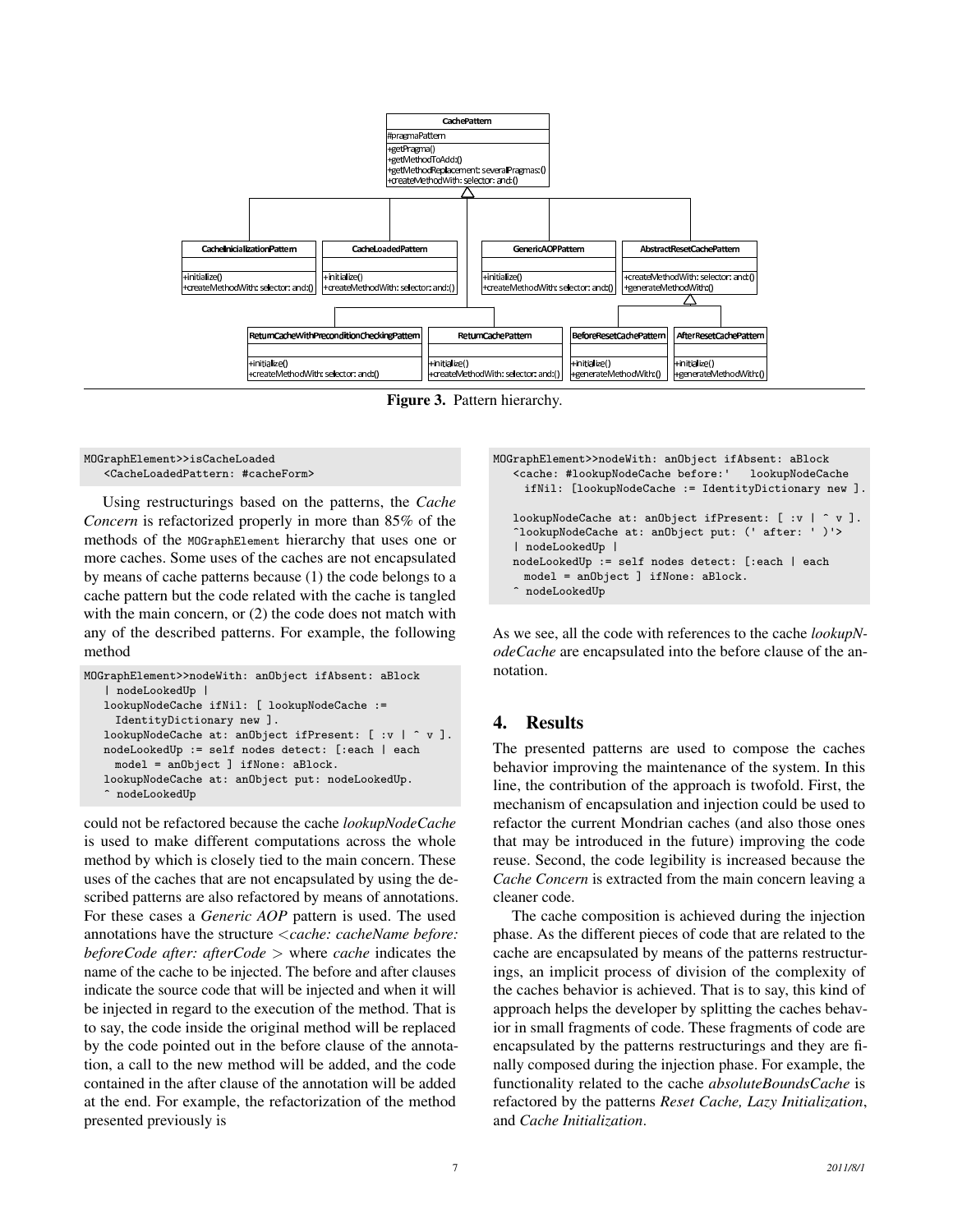CachePattern

#pragmaPattern

+getPragma()
+getMethodToAdd:()
+getMethodReplacement: severalPragmas:()
+createMethodWith: selector: and:()

CacheInicializationPattern

+initialize()
+createMethodWith: selector: and:()

CacheLoadedPattern

+initialize()
+createMethodWith: selector: and:()

GenericAOPPattern

+initialize()
+createMethodWith: selector: and:()

AbstractResetCachePattern

+createMethodWith: selector: and:()
+generateMethodWith:()

ReturnCacheWithPreconditionCheckingPattern

+initialize()
+createMethodWith: selector: and:()

ReturnCachePattern

+initialize()
+createMethodWith: selector: and:()

BeforeResetCachePattern

+initialize()
+generateMethodWith:()

AfterResetCachePattern

+initialize()
+generateMethodWith:()

**Figure 3.** Pattern hierarchy.

```
MOGraphElement>>isCacheLoaded
    <CacheLoadedPattern: #cacheForm>
```

Using restructurings based on the patterns, the *Cache Concern* is refactorized properly in more than 85% of the methods of the `MOGraphElement` hierarchy that uses one or more caches. Some uses of the caches are not encapsulated by means of cache patterns because (1) the code belongs to a cache pattern but the code related with the cache is tangled with the main concern, or (2) the code does not match with any of the described patterns. For example, the following method

```
MOGraphElement>>nodeWith: anObject ifAbsent: aBlock
    | nodeLookedUp |
    lookupNodeCache ifNil: [ lookupNodeCache :=
      IdentityDictionary new ].
    lookupNodeCache at: anObject ifPresent: [ :v | ^ v ].
    nodeLookedUp := self nodes detect: [:each | each
      model = anObject ] ifNone: aBlock.
    lookupNodeCache at: anObject put: nodeLookedUp.
    ^ nodeLookedUp
```

could not be refactored because the cache *lookupNodeCache* is used to make different computations across the whole method by which is closely tied to the main concern. These uses of the caches that are not encapsulated by using the described patterns are also refactored by means of annotations. For these cases a *Generic AOP* pattern is used. The used annotations have the structure <*cache: cacheName before: beforeCode after: afterCode* > where *cache* indicates the name of the cache to be injected. The before and after clauses indicate the source code that will be injected and when it will be injected in regard to the execution of the method. That is to say, the code inside the original method will be replaced by the code pointed out in the before clause of the annotation, a call to the new method will be added, and the code contained in the after clause of the annotation will be added at the end. For example, the refactorization of the method presented previously is

```
MOGraphElement>>nodeWith: anObject ifAbsent: aBlock
    <cache: #lookupNodeCache before:'   lookupNodeCache
      ifNil: [lookupNodeCache := IdentityDictionary new ].

    lookupNodeCache at: anObject ifPresent: [ :v | ^ v ].
    ^lookupNodeCache at: anObject put: (' after: ' )'>
    | nodeLookedUp |
    nodeLookedUp := self nodes detect: [:each | each
      model = anObject ] ifNone: aBlock.
    ^ nodeLookedUp
```

As we see, all the code with references to the cache *lookupNodeCache* are encapsulated into the before clause of the annotation.

## 4. Results

The presented patterns are used to compose the caches behavior improving the maintenance of the system. In this line, the contribution of the approach is twofold. First, the mechanism of encapsulation and injection could be used to refactor the current Mondrian caches (and also those ones that may be introduced in the future) improving the code reuse. Second, the code legibility is increased because the *Cache Concern* is extracted from the main concern leaving a cleaner code.

The cache composition is achieved during the injection phase. As the different pieces of code that are related to the cache are encapsulated by means of the patterns restructurings, an implicit process of division of the complexity of the caches behavior is achieved. That is to say, this kind of approach helps the developer by splitting the caches behavior in small fragments of code. These fragments of code are encapsulated by the patterns restructurings and they are finally composed during the injection phase. For example, the functionality related to the cache *absoluteBoundsCache* is refactored by the patterns *Reset Cache, Lazy Initialization*, and *Cache Initialization*.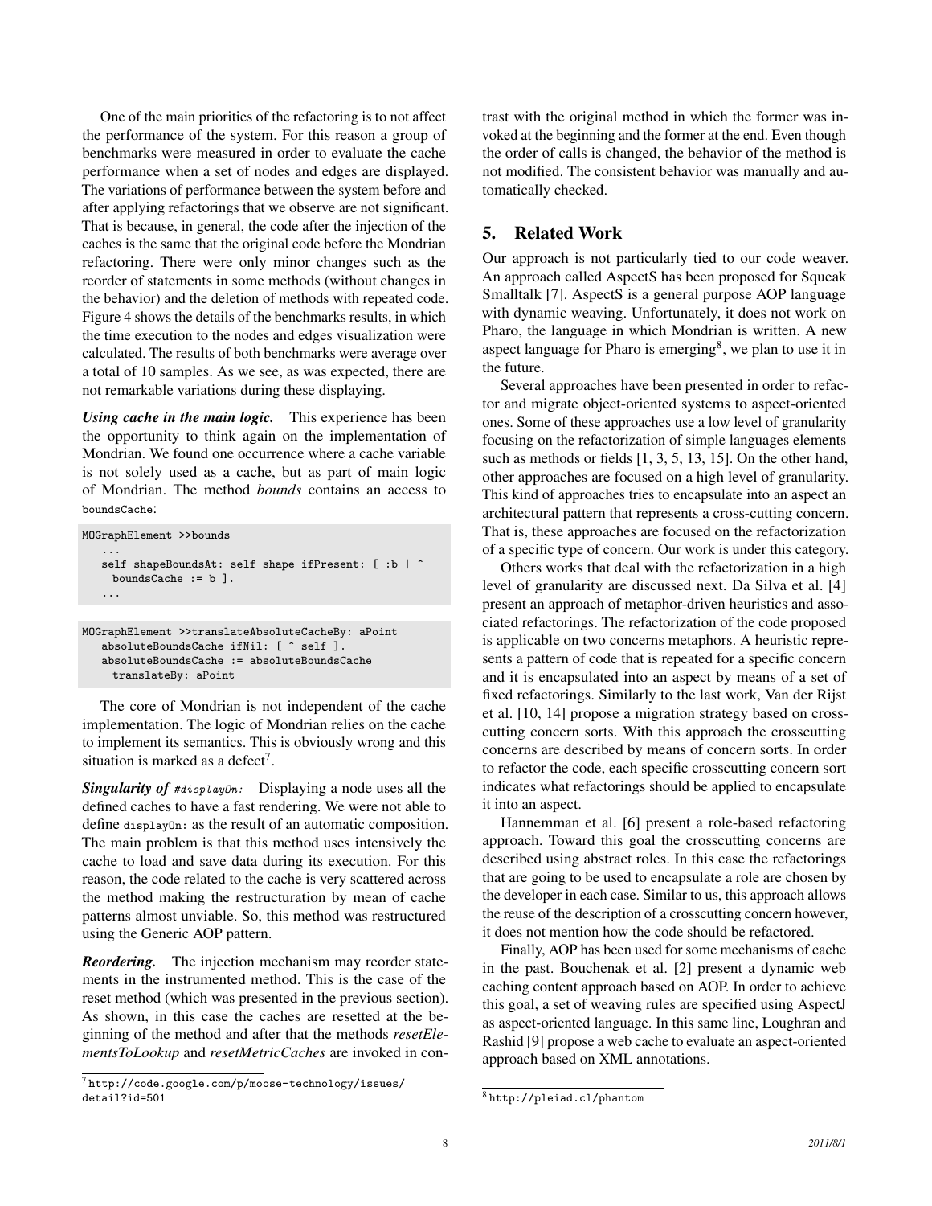One of the main priorities of the refactoring is to not affect the performance of the system. For this reason a group of benchmarks were measured in order to evaluate the cache performance when a set of nodes and edges are displayed. The variations of performance between the system before and after applying refactorings that we observe are not significant. That is because, in general, the code after the injection of the caches is the same that the original code before the Mondrian refactoring. There were only minor changes such as the reorder of statements in some methods (without changes in the behavior) and the deletion of methods with repeated code. Figure 4 shows the details of the benchmarks results, in which the time execution to the nodes and edges visualization were calculated. The results of both benchmarks were average over a total of 10 samples. As we see, as was expected, there are not remarkable variations during these displaying.

***Using cache in the main logic.*** This experience has been the opportunity to think again on the implementation of Mondrian. We found one occurrence where a cache variable is not solely used as a cache, but as part of main logic of Mondrian. The method *bounds* contains an access to `boundsCache`:

```
MOGraphElement >>bounds
   ...
   self shapeBoundsAt: self shape ifPresent: [ :b | ^
     boundsCache := b ].
   ...
```

```
MOGraphElement >>translateAbsoluteCacheBy: aPoint
   absoluteBoundsCache ifNil: [ ^ self ].
   absoluteBoundsCache := absoluteBoundsCache
     translateBy: aPoint
```

The core of Mondrian is not independent of the cache implementation. The logic of Mondrian relies on the cache to implement its semantics. This is obviously wrong and this situation is marked as a defect[7].

***Singularity of*** *`#displayOn:`* Displaying a node uses all the defined caches to have a fast rendering. We were not able to define `displayOn:` as the result of an automatic composition. The main problem is that this method uses intensively the cache to load and save data during its execution. For this reason, the code related to the cache is very scattered across the method making the restructuration by mean of cache patterns almost unviable. So, this method was restructured using the Generic AOP pattern.

***Reordering.*** The injection mechanism may reorder statements in the instrumented method. This is the case of the reset method (which was presented in the previous section). As shown, in this case the caches are resetted at the beginning of the method and after that the methods *resetElementsToLookup* and *resetMetricCaches* are invoked in contrast with the original method in which the former was invoked at the beginning and the former at the end. Even though the order of calls is changed, the behavior of the method is not modified. The consistent behavior was manually and automatically checked.

[7] `http://code.google.com/p/moose-technology/issues/detail?id=501`

## 5. Related Work

Our approach is not particularly tied to our code weaver. An approach called AspectS has been proposed for Squeak Smalltalk [7]. AspectS is a general purpose AOP language with dynamic weaving. Unfortunately, it does not work on Pharo, the language in which Mondrian is written. A new aspect language for Pharo is emerging[8], we plan to use it in the future.

Several approaches have been presented in order to refactor and migrate object-oriented systems to aspect-oriented ones. Some of these approaches use a low level of granularity focusing on the refactorization of simple languages elements such as methods or fields [1, 3, 5, 13, 15]. On the other hand, other approaches are focused on a high level of granularity. This kind of approaches tries to encapsulate into an aspect an architectural pattern that represents a cross-cutting concern. That is, these approaches are focused on the refactorization of a specific type of concern. Our work is under this category.

Others works that deal with the refactorization in a high level of granularity are discussed next. Da Silva et al. [4] present an approach of metaphor-driven heuristics and associated refactorings. The refactorization of the code proposed is applicable on two concerns metaphors. A heuristic represents a pattern of code that is repeated for a specific concern and it is encapsulated into an aspect by means of a set of fixed refactorings. Similarly to the last work, Van der Rijst et al. [10, 14] propose a migration strategy based on crosscutting concern sorts. With this approach the crosscutting concerns are described by means of concern sorts. In order to refactor the code, each specific crosscutting concern sort indicates what refactorings should be applied to encapsulate it into an aspect.

Hannemman et al. [6] present a role-based refactoring approach. Toward this goal the crosscutting concerns are described using abstract roles. In this case the refactorings that are going to be used to encapsulate a role are chosen by the developer in each case. Similar to us, this approach allows the reuse of the description of a crosscutting concern however, it does not mention how the code should be refactored.

Finally, AOP has been used for some mechanisms of cache in the past. Bouchenak et al. [2] present a dynamic web caching content approach based on AOP. In order to achieve this goal, a set of weaving rules are specified using AspectJ as aspect-oriented language. In this same line, Loughran and Rashid [9] propose a web cache to evaluate an aspect-oriented approach based on XML annotations.

[8] `http://pleiad.cl/phantom`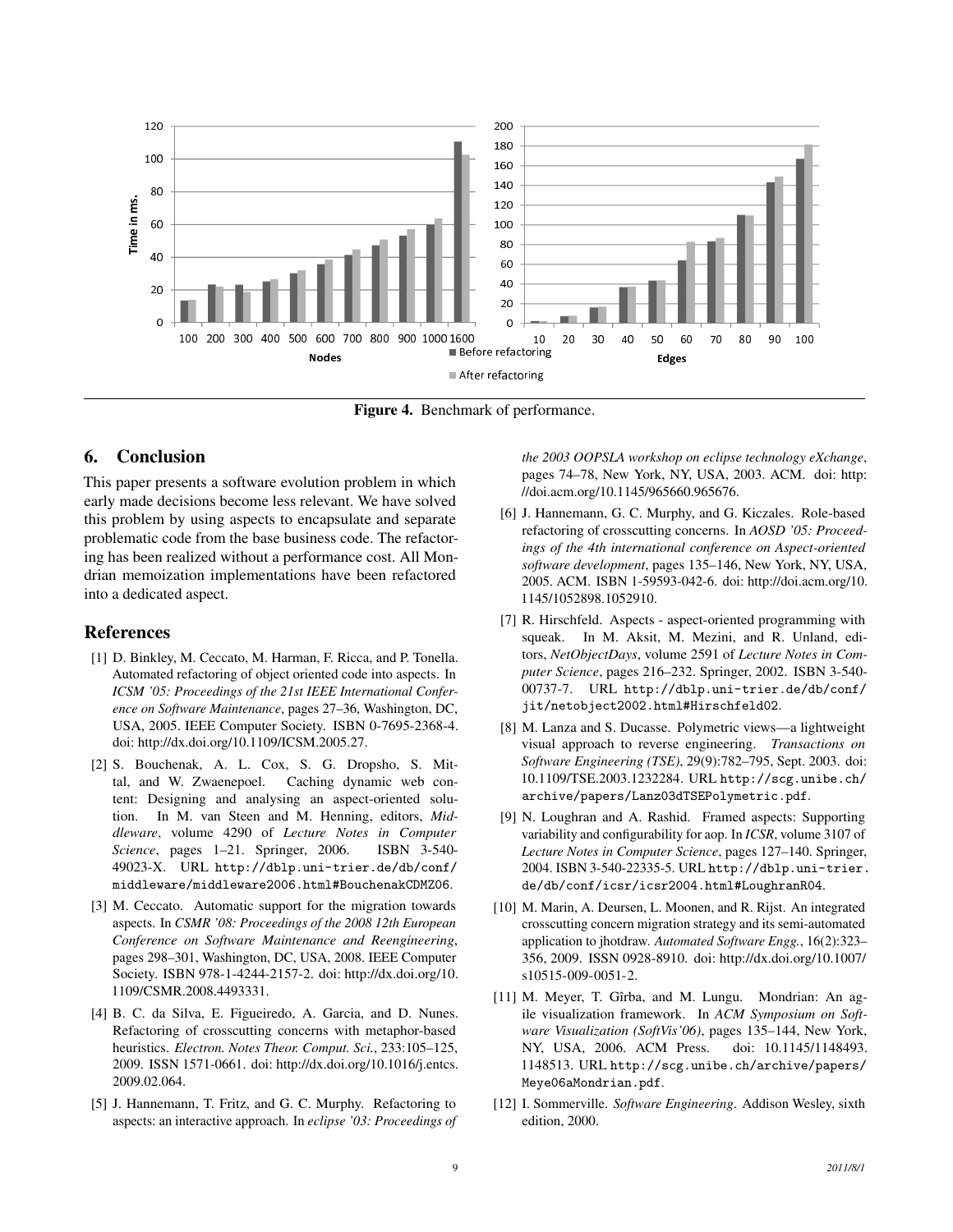120
100
80
60
40
20
0

Time in ms.

100 200 300 400 500 600 700 800 900 1000 1600

Nodes

200
180
160
140
120
100
80
60
40
20
0

10 20 30 40 50 60 70 80 90 100

Edges

Before refactoring

After refactoring

**Figure 4.** Benchmark of performance.

## 6. Conclusion

This paper presents a software evolution problem in which early made decisions become less relevant. We have solved this problem by using aspects to encapsulate and separate problematic code from the base business code. The refactoring has been realized without a performance cost. All Mondrian memoization implementations have been refactored into a dedicated aspect.

## References

[1] D. Binkley, M. Ceccato, M. Harman, F. Ricca, and P. Tonella. Automated refactoring of object oriented code into aspects. In *ICSM '05: Proceedings of the 21st IEEE International Conference on Software Maintenance*, pages 27–36, Washington, DC, USA, 2005. IEEE Computer Society. ISBN 0-7695-2368-4. doi: http://dx.doi.org/10.1109/ICSM.2005.27.

[2] S. Bouchenak, A. L. Cox, S. G. Dropsho, S. Mittal, and W. Zwaenepoel. Caching dynamic web content: Designing and analysing an aspect-oriented solution. In M. van Steen and M. Henning, editors, *Middleware*, volume 4290 of *Lecture Notes in Computer Science*, pages 1–21. Springer, 2006. ISBN 3-540-49023-X. URL `http://dblp.uni-trier.de/db/conf/middleware/middleware2006.html#BouchenakCDMZ06`.

[3] M. Ceccato. Automatic support for the migration towards aspects. In *CSMR '08: Proceedings of the 2008 12th European Conference on Software Maintenance and Reengineering*, pages 298–301, Washington, DC, USA, 2008. IEEE Computer Society. ISBN 978-1-4244-2157-2. doi: http://dx.doi.org/10.1109/CSMR.2008.4493331.

[4] B. C. da Silva, E. Figueiredo, A. Garcia, and D. Nunes. Refactoring of crosscutting concerns with metaphor-based heuristics. *Electron. Notes Theor. Comput. Sci.*, 233:105–125, 2009. ISSN 1571-0661. doi: http://dx.doi.org/10.1016/j.entcs.2009.02.064.

[5] J. Hannemann, T. Fritz, and G. C. Murphy. Refactoring to aspects: an interactive approach. In *eclipse '03: Proceedings of the 2003 OOPSLA workshop on eclipse technology eXchange*, pages 74–78, New York, NY, USA, 2003. ACM. doi: http://doi.acm.org/10.1145/965660.965676.

[6] J. Hannemann, G. C. Murphy, and G. Kiczales. Role-based refactoring of crosscutting concerns. In *AOSD '05: Proceedings of the 4th international conference on Aspect-oriented software development*, pages 135–146, New York, NY, USA, 2005. ACM. ISBN 1-59593-042-6. doi: http://doi.acm.org/10.1145/1052898.1052910.

[7] R. Hirschfeld. Aspects - aspect-oriented programming with squeak. In M. Aksit, M. Mezini, and R. Unland, editors, *NetObjectDays*, volume 2591 of *Lecture Notes in Computer Science*, pages 216–232. Springer, 2002. ISBN 3-540-00737-7. URL `http://dblp.uni-trier.de/db/conf/jit/netobject2002.html#Hirschfeld02`.

[8] M. Lanza and S. Ducasse. Polymetric views—a lightweight visual approach to reverse engineering. *Transactions on Software Engineering (TSE)*, 29(9):782–795, Sept. 2003. doi: 10.1109/TSE.2003.1232284. URL `http://scg.unibe.ch/archive/papers/Lanz03dTSEPolymetric.pdf`.

[9] N. Loughran and A. Rashid. Framed aspects: Supporting variability and configurability for aop. In *ICSR*, volume 3107 of *Lecture Notes in Computer Science*, pages 127–140. Springer, 2004. ISBN 3-540-22335-5. URL `http://dblp.uni-trier.de/db/conf/icsr/icsr2004.html#LoughranR04`.

[10] M. Marin, A. Deursen, L. Moonen, and R. Rijst. An integrated crosscutting concern migration strategy and its semi-automated application to jhotdraw. *Automated Software Engg.*, 16(2):323–356, 2009. ISSN 0928-8910. doi: http://dx.doi.org/10.1007/s10515-009-0051-2.

[11] M. Meyer, T. Gîrba, and M. Lungu. Mondrian: An agile visualization framework. In *ACM Symposium on Software Visualization (SoftVis'06)*, pages 135–144, New York, NY, USA, 2006. ACM Press. doi: 10.1145/1148493.1148513. URL `http://scg.unibe.ch/archive/papers/Meye06aMondrian.pdf`.

[12] I. Sommerville. *Software Engineering*. Addison Wesley, sixth edition, 2000.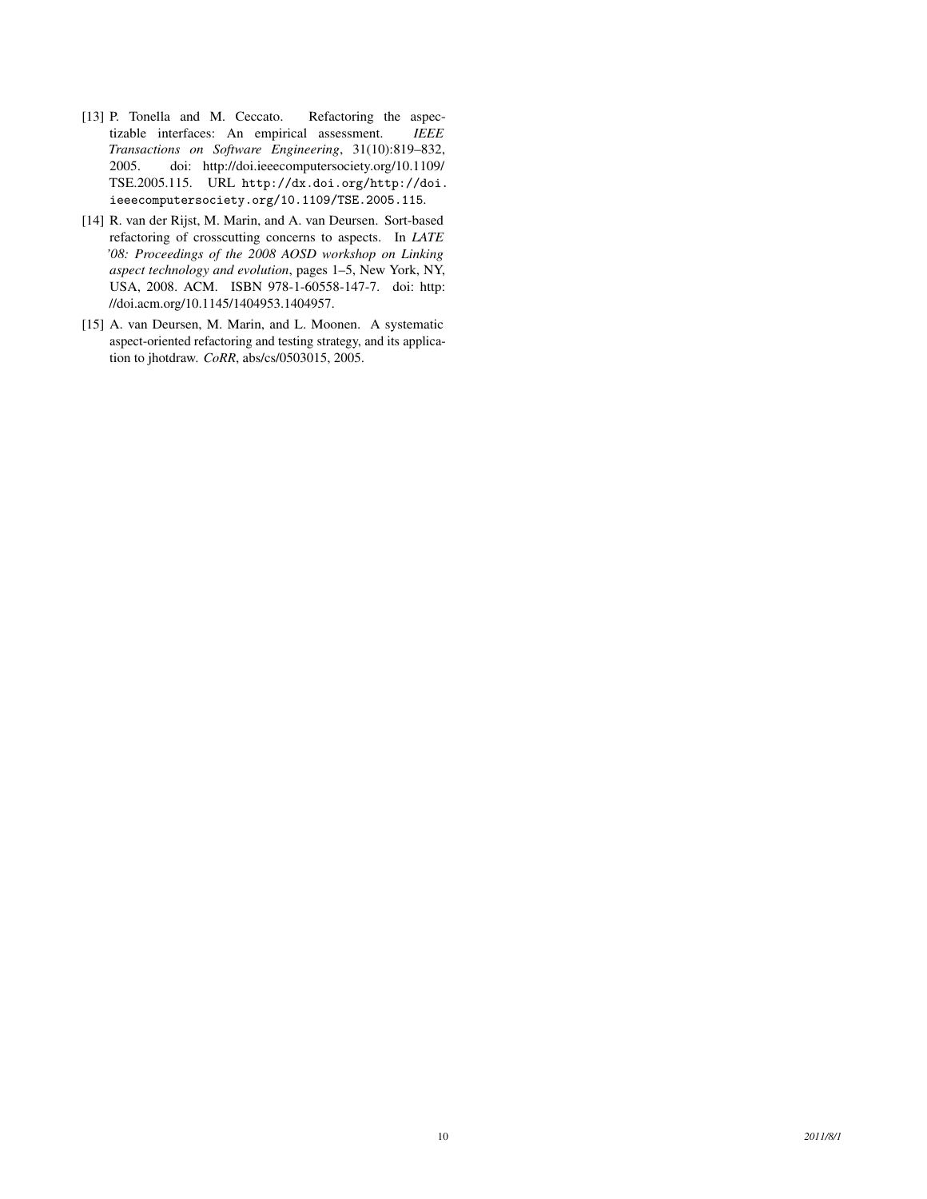[13] P. Tonella and M. Ceccato. Refactoring the aspectizable interfaces: An empirical assessment. *IEEE Transactions on Software Engineering*, 31(10):819–832, 2005. doi: http://doi.ieeecomputersociety.org/10.1109/TSE.2005.115. URL `http://dx.doi.org/http://doi.ieeecomputersociety.org/10.1109/TSE.2005.115`.

[14] R. van der Rijst, M. Marin, and A. van Deursen. Sort-based refactoring of crosscutting concerns to aspects. In *LATE '08: Proceedings of the 2008 AOSD workshop on Linking aspect technology and evolution*, pages 1–5, New York, NY, USA, 2008. ACM. ISBN 978-1-60558-147-7. doi: http://doi.acm.org/10.1145/1404953.1404957.

[15] A. van Deursen, M. Marin, and L. Moonen. A systematic aspect-oriented refactoring and testing strategy, and its application to jhotdraw. *CoRR*, abs/cs/0503015, 2005.